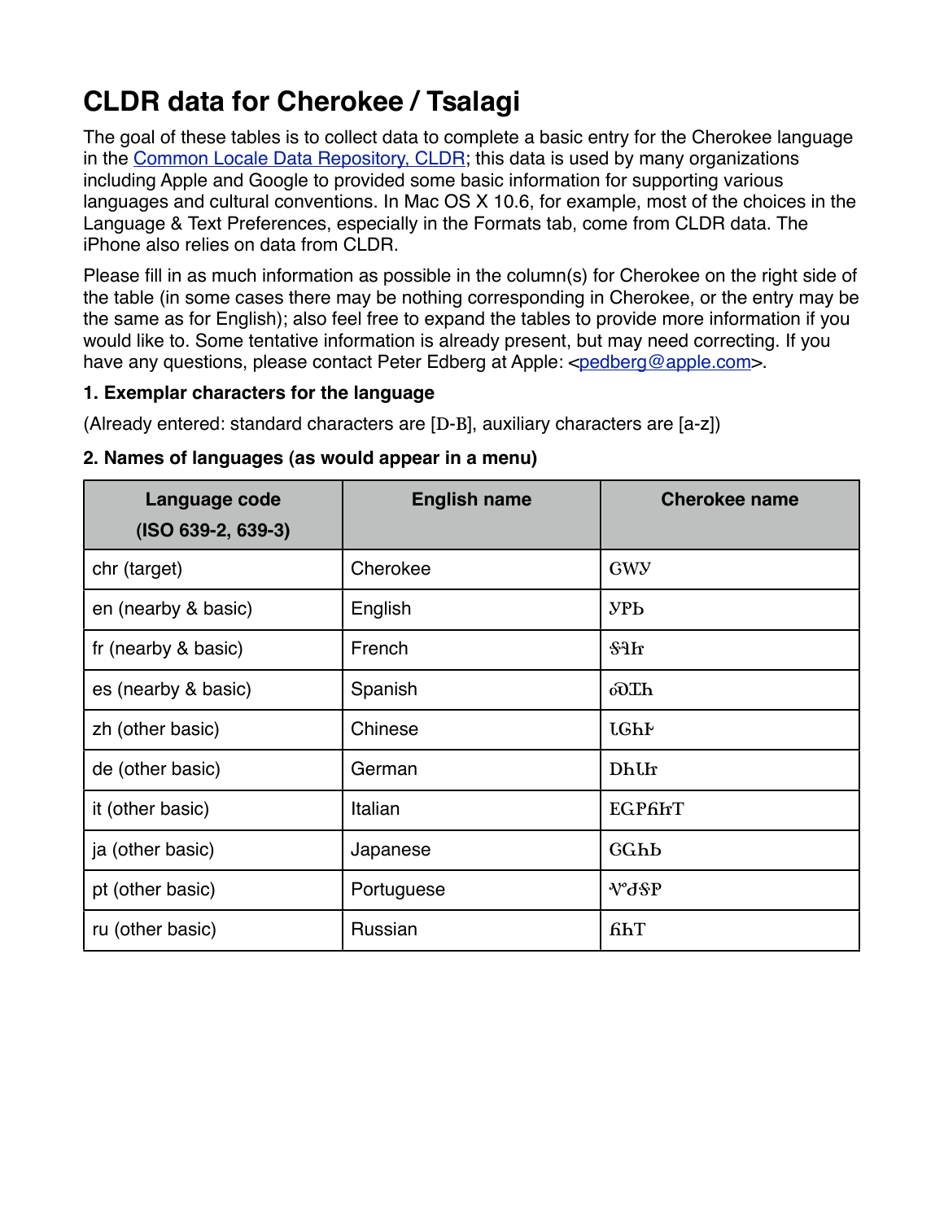# CLDR data for Cherokee / Tsalagi

The goal of these tables is to collect data to complete a basic entry for the Cherokee language in the Common Locale Data Repository, CLDR; this data is used by many organizations including Apple and Google to provided some basic information for supporting various languages and cultural conventions. In Mac OS X 10.6, for example, most of the choices in the Language & Text Preferences, especially in the Formats tab, come from CLDR data. The iPhone also relies on data from CLDR.

Please fill in as much information as possible in the column(s) for Cherokee on the right side of the table (in some cases there may be nothing corresponding in Cherokee, or the entry may be the same as for English); also feel free to expand the tables to provide more information if you would like to. Some tentative information is already present, but may need correcting. If you have any questions, please contact Peter Edberg at Apple: <pedberg@apple.com>.

**1. Exemplar characters for the language**

(Already entered: standard characters are [Ꭰ-Ᏼ], auxiliary characters are [a-z])

**2. Names of languages (as would appear in a menu)**

| Language code (ISO 639-2, 639-3) | English name | Cherokee name |
|---|---|---|
| chr (target) | Cherokee | ᏣᎳᎩ |
| en (nearby & basic) | English | ᎩᎵᏏ |
| fr (nearby & basic) | French | ᎦᎸᏥ |
| es (nearby & basic) | Spanish | ᏍᏆᏂ |
| zh (other basic) | Chinese | ᏓᏓᏂᎨ |
| de (other basic) | German | ᎠᏂᏓᏥ |
| it (other basic) | Italian | ᎡᏆᎵᏂᏥᎢ |
| ja (other basic) | Japanese | ᏣᏩᏂᏏ |
| pt (other basic) | Portuguese | ᏥᏧᎦᎵ |
| ru (other basic) | Russian | ᏲᏂᎢ |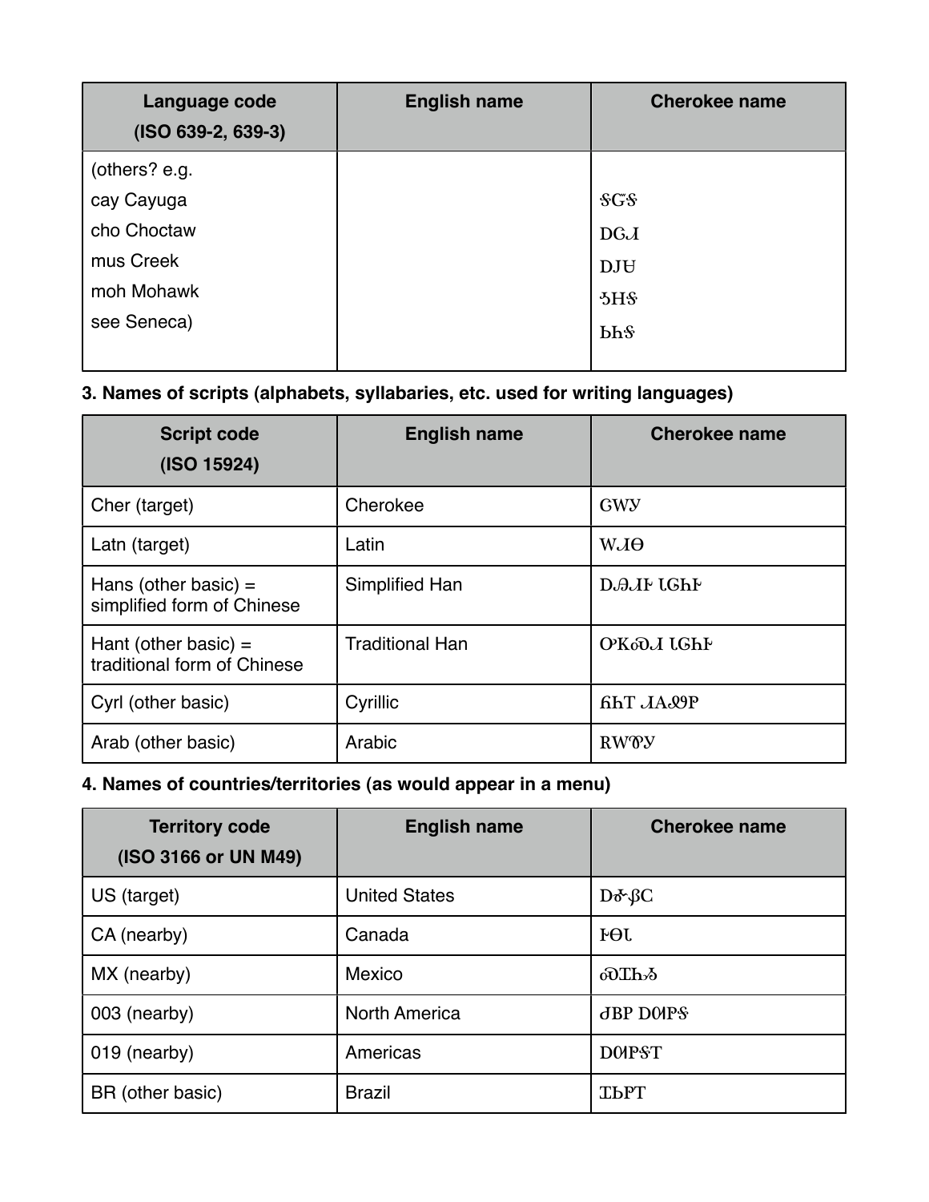| Language code (ISO 639-2, 639-3) | English name | Cherokee name |
|---|---|---|
| (others? e.g.<br>cay Cayuga<br>cho Choctaw<br>mus Creek<br>moh Mohawk<br>see Seneca) | | <br>ᎦᏳᎦ<br>ᎠᏣᏗ<br>ᎠᎫᏌ<br>ᏑᎻᎦ<br>ᏏᏂᎦ |

### 3. Names of scripts (alphabets, syllabaries, etc. used for writing languages)

| Script code (ISO 15924) | English name | Cherokee name |
|---|---|---|
| Cher (target) | Cherokee | ᏣᎳᎩ |
| Latn (target) | Latin | ᎳᏗᎾ |
| Hans (other basic) = simplified form of Chinese | Simplified Han | ᎠᏍᏗᎨ ᏓᏣᏂᎨ |
| Hant (other basic) = traditional form of Chinese | Traditional Han | ᎤᏦᏍᏗ ᏓᏣᏂᎨ |
| Cyrl (other basic) | Cyrillic | ᏲᏂᎢ ᏗᎪᏪᎵ |
| Arab (other basic) | Arabic | ᎡᎳᏈᎩ |

### 4. Names of countries/territories (as would appear in a menu)

| Territory code (ISO 3166 or UN M49) | English name | Cherokee name |
|---|---|---|
| US (target) | United States | ᎠᎹᏰᏟ |
| CA (nearby) | Canada | ᎨᎾᏓ |
| MX (nearby) | Mexico | ᏍᏆᏂᏱ |
| 003 (nearby) | North America | ᏧᏴᏢ ᎠᎺᎵᎦ |
| 019 (nearby) | Americas | ᎠᎺᎵᎦᎢ |
| BR (other basic) | Brazil | ᏆᏏᎵᎢ |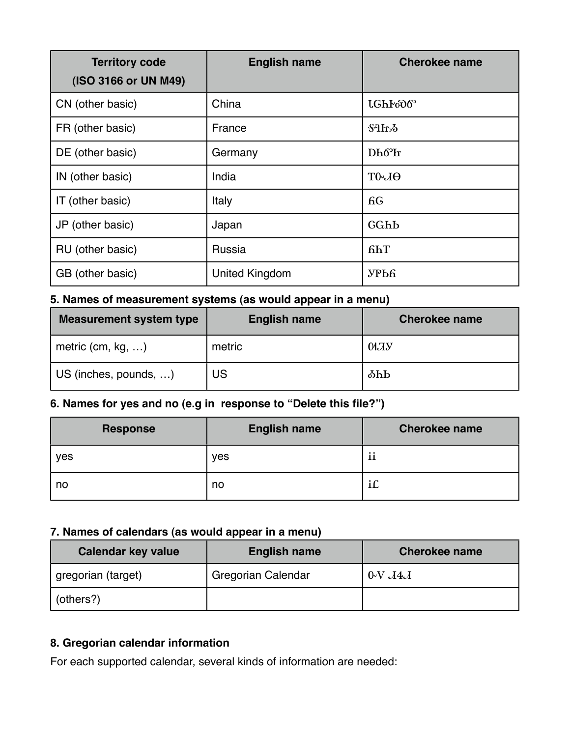| Territory code (ISO 3166 or UN M49) | English name | Cherokee name |
|---|---|---|
| CN (other basic) | China | ᏓᏓᏂᎨᏍᏗᎢ |
| FR (other basic) | France | ᎦᎸᏥᏈ |
| DE (other basic) | Germany | ᎠᏂᏰᏥ |
| IN (other basic) | India | ᎢᏅᏗᎾ |
| IT (other basic) | Italy | ᏲᏩ |
| JP (other basic) | Japan | ᏣᏩᏂᏏ |
| RU (other basic) | Russia | ᏲᏂᎢ |
| GB (other basic) | United Kingdom | ᎩᎵᏏᏲ |

**5. Names of measurement systems (as would appear in a menu)**

| Measurement system type | English name | Cherokee name |
|---|---|---|
| metric (cm, kg, …) | metric | ᎺᏘᎩ |
| US (inches, pounds, …) | US | ᎣᏂᏏ |

**6. Names for yes and no (e.g in response to "Delete this file?")**

| Response | English name | Cherokee name |
|---|---|---|
| yes | yes | ᎥᎥ |
| no | no | ᎥᏝ |

**7. Names of calendars (as would appear in a menu)**

| Calendar key value | English name | Cherokee name |
|---|---|---|
| gregorian (target) | Gregorian Calendar | ᎪᏬ ᏗᏎᏗ |
| (others?) | | |

**8. Gregorian calendar information**

For each supported calendar, several kinds of information are needed: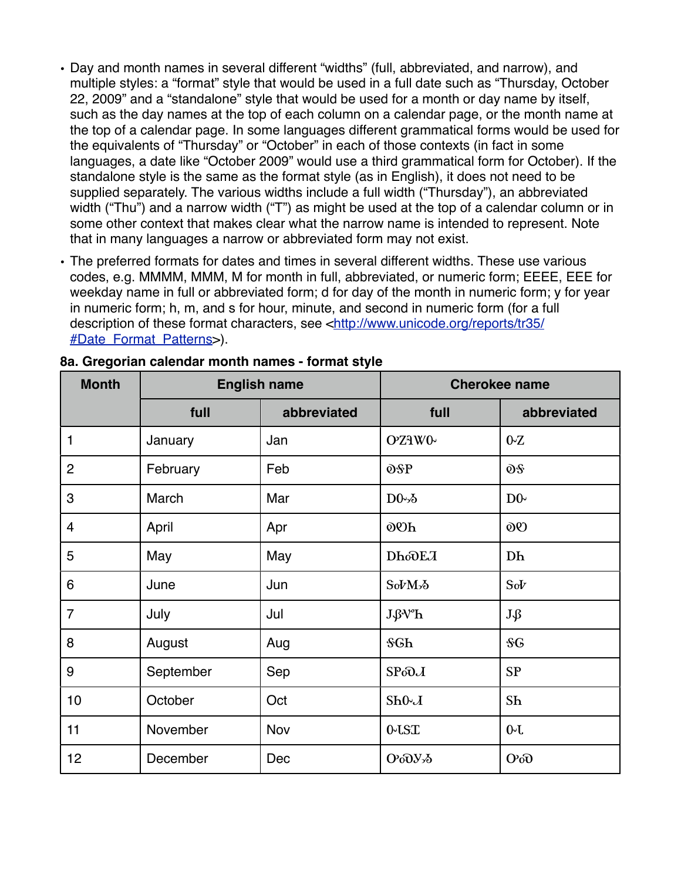- Day and month names in several different "widths" (full, abbreviated, and narrow), and multiple styles: a "format" style that would be used in a full date such as "Thursday, October 22, 2009" and a "standalone" style that would be used for a month or day name by itself, such as the day names at the top of each column on a calendar page, or the month name at the top of a calendar page. In some languages different grammatical forms would be used for the equivalents of "Thursday" or "October" in each of those contexts (in fact in some languages, a date like "October 2009" would use a third grammatical form for October). If the standalone style is the same as the format style (as in English), it does not need to be supplied separately. The various widths include a full width ("Thursday"), an abbreviated width ("Thu") and a narrow width ("T") as might be used at the top of a calendar column or in some other context that makes clear what the narrow name is intended to represent. Note that in many languages a narrow or abbreviated form may not exist.
- The preferred formats for dates and times in several different widths. These use various codes, e.g. MMMM, MMM, M for month in full, abbreviated, or numeric form; EEEE, EEE for weekday name in full or abbreviated form; d for day of the month in numeric form; y for year in numeric form; h, m, and s for hour, minute, and second in numeric form (for a full description of these format characters, see <http://www.unicode.org/reports/tr35/#Date_Format_Patterns>).

**8a. Gregorian calendar month names - format style**

| Month | English name | | Cherokee name | |
|---|---|---|---|---|
| | full | abbreviated | full | abbreviated |
| 1 | January | Jan | ᎤᏃᎸᏔᏅ | ᏅᏃ |
| 2 | February | Feb | ᎧᎦᎵ | ᎧᎦ |
| 3 | March | Mar | ᎠᏅᏱ | ᎠᏅ |
| 4 | April | Apr | ᎧᏬᏂ | ᎧᏬ |
| 5 | May | May | ᎠᏂᏍᎬᏘ | ᎠᏂ |
| 6 | June | Jun | ᏕᎭᎷᏱ | ᏕᎭ |
| 7 | July | Jul | ᎫᏰᏉᏂ | ᎫᏰ |
| 8 | August | Aug | ᎦᎶᏂ | ᎦᎶ |
| 9 | September | Sep | ᏚᎵᏍᏗ | ᏚᎵ |
| 10 | October | Oct | ᏚᏂᏅᏗ | ᏚᏂ |
| 11 | November | Nov | ᏅᏓᏕᏆ | ᏅᏓ |
| 12 | December | Dec | ᎥᏍᎩᏱ | ᎥᏍ |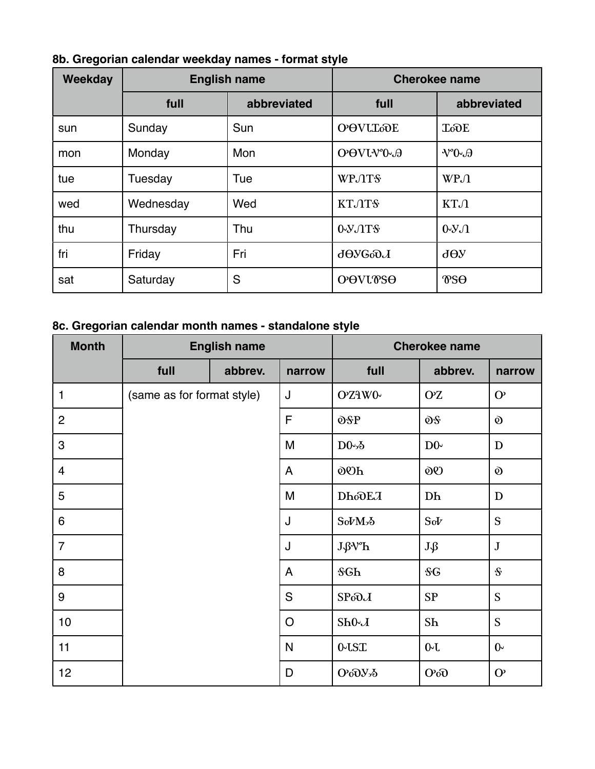### 8b. Gregorian calendar weekday names - format style

| Weekday | English name | | Cherokee name | |
|---|---|---|---|---|
| | full | abbreviated | full | abbreviated |
| sun | Sunday | Sun | ᎤᎾᏙᏓᏆᏍᎬ | ᏆᏍᎬ |
| mon | Monday | Mon | ᎤᎾᏙᏓᏉᏅᎯ | ᏉᏅᎯ |
| tue | Tuesday | Tue | ᏔᎵᏁᎢᎦ | ᏔᎵᏁ |
| wed | Wednesday | Wed | ᏦᎢᏁᎢᎦ | ᏦᎢᏁ |
| thu | Thursday | Thu | ᏅᎩᏁᎢᎦ | ᏅᎩᏁ |
| fri | Friday | Fri | ᏧᎾᎩᎶᏍᏗ | ᏧᎾᎩ |
| sat | Saturday | S | ᎤᎾᏙᏓᏈᏕᎾ | ᏈᏕᎾ |

### 8c. Gregorian calendar month names - standalone style

| Month | English name | | | Cherokee name | | |
|---|---|---|---|---|---|---|
| | full | abbrev. | narrow | full | abbrev. | narrow |
| 1 | (same as for format style) | | J | ᎤᏃᎸᏔᏅ | ᎤᏃ | Ꭴ |
| 2 | | | F | ᎧᎦᎵ | ᎧᎦ | Ꭷ |
| 3 | | | M | ᎠᏅᏱ | ᎠᏅ | Ꭰ |
| 4 | | | A | ᎧᏬᏂ | ᎧᏬ | Ꭷ |
| 5 | | | M | ᎠᏂᏍᎬᏘ | ᎠᏂ | Ꭰ |
| 6 | | | J | ᏕᎭᎷᏱ | ᏕᎭ | Ꮥ |
| 7 | | | J | ᎫᏰᏉᏂ | ᎫᏰ | Ꭻ |
| 8 | | | A | ᎦᎶᏂ | ᎦᎶ | Ꭶ |
| 9 | | | S | ᏚᎵᏍᏗ | ᏚᎵ | Ꮪ |
| 10 | | | O | ᏚᏂᏅᏗ | ᏚᏂ | Ꮪ |
| 11 | | | N | ᏅᏓᏕᏆ | ᏅᏓ | Ꮕ |
| 12 | | | D | ᎥᏍᎩᏱ | ᎥᏍ | Ꭵ |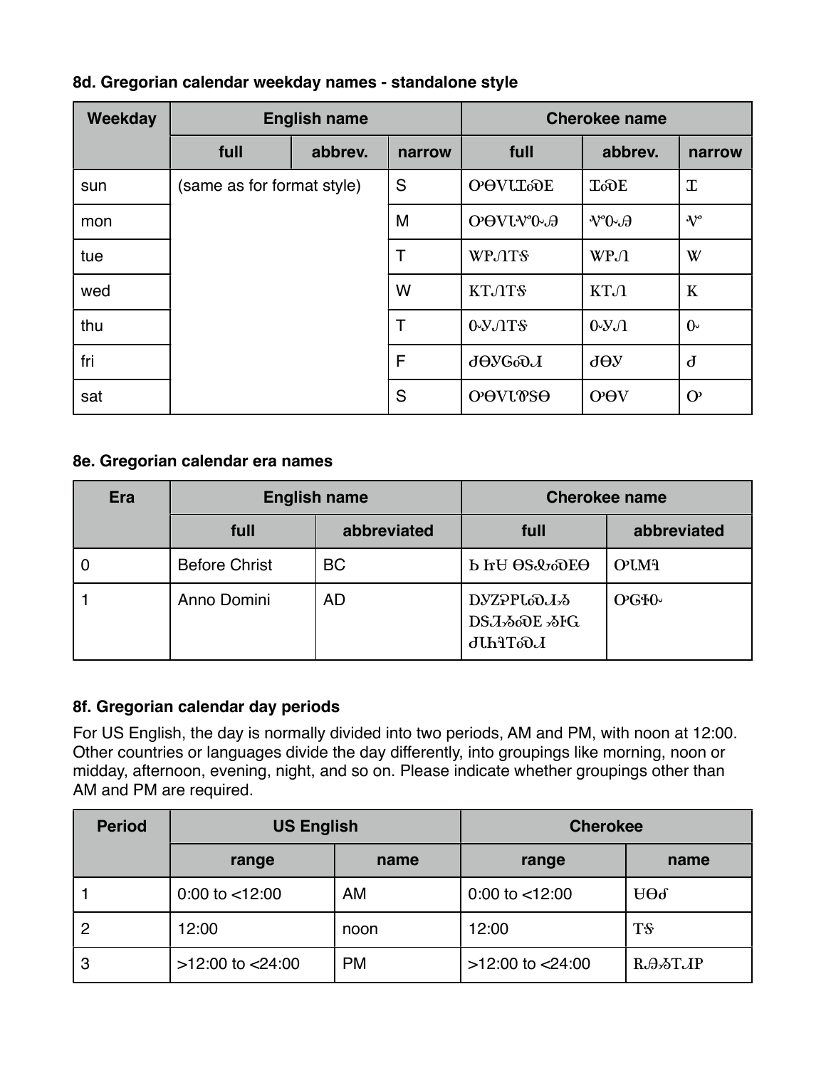**8d. Gregorian calendar weekday names - standalone style**

| Weekday | English name | | | Cherokee name | | |
|---|---|---|---|---|---|---|
| | full | abbrev. | narrow | full | abbrev. | narrow |
| sun | (same as for format style) | | S | ᎤᎾᏙᏓᏆᏍᎬ | ᏆᏍᎬ | Ꮖ |
| mon | | | M | ᎤᎾᏙᏓᏉᏅᎯ | ᏉᏅᎯ | Ꮙ |
| tue | | | T | ᏔᎵᏁᎢᎦ | ᏔᎵᏁ | Ꮤ |
| wed | | | W | ᏦᎢᏁᎢᎦ | ᏦᎢᏁ | Ꮶ |
| thu | | | T | ᏅᎩᏁᎢᎦ | ᏅᎩᏁ | Ꮕ |
| fri | | | F | ᏧᎾᎩᎶᏍᏗ | ᏧᎾᎩ | Ꮷ |
| sat | | | S | ᎤᎾᏙᏓᏈᏕᎾ | ᎤᎾᏙ | Ꭴ |

**8e. Gregorian calendar era names**

| Era | English name | | Cherokee name | |
|---|---|---|---|---|
| | full | abbreviated | full | abbreviated |
| 0 | Before Christ | BC | Ꮟ ᏥᏌ ᎾᏕᎲᏍᎬᎾ | ᎤᏓᎷᎸ |
| 1 | Anno Domini | AD | ᎠᎩᏃᎮᎵᏓᏍᏗᏱ ᎠᏕᏘᏱᏍᎬ ᏱᎰᏩ ᏧᏓᏂᎸᎢᏍᏗ | ᎤᏣᏐᏅ |

**8f. Gregorian calendar day periods**

For US English, the day is normally divided into two periods, AM and PM, with noon at 12:00. Other countries or languages divide the day differently, into groupings like morning, noon or midday, afternoon, evening, night, and so on. Please indicate whether groupings other than AM and PM are required.

| Period | US English | | Cherokee | |
|---|---|---|---|---|
| | range | name | range | name |
| 1 | 0:00 to <12:00 | AM | 0:00 to <12:00 | ᏌᎾᎴ |
| 2 | 12:00 | noon | 12:00 | ᎢᎦ |
| 3 | >12:00 to <24:00 | PM | >12:00 to <24:00 | ᏒᎯᏱᎢᏗᏢ |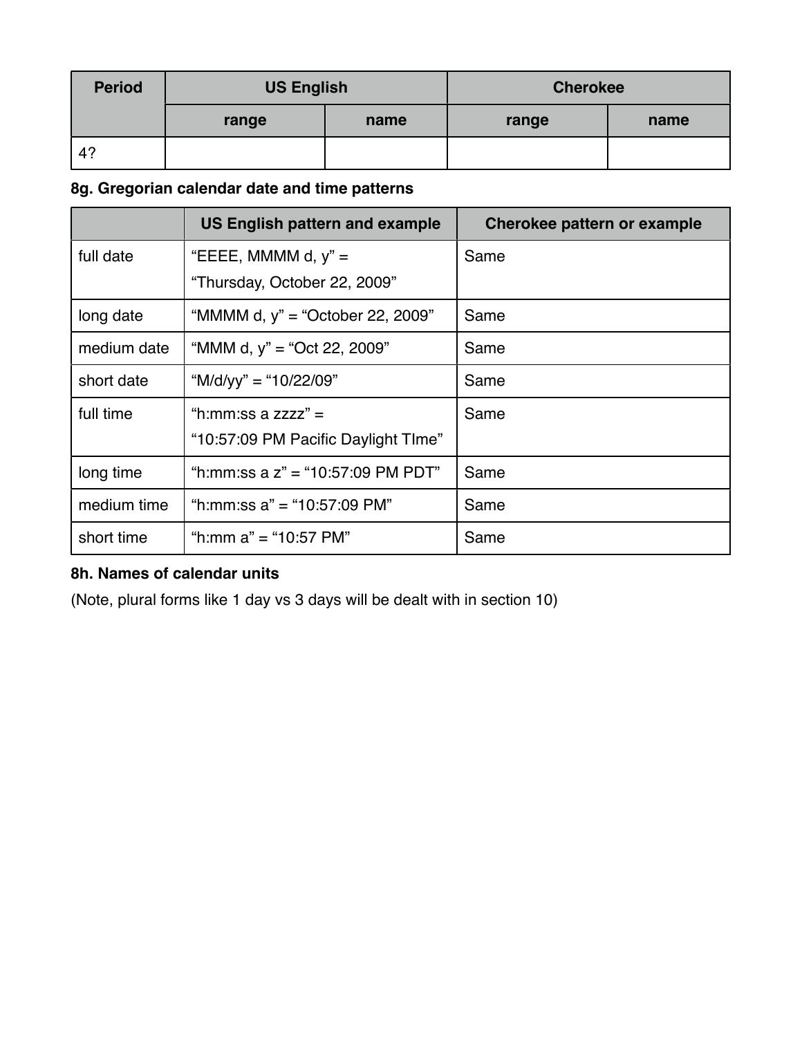| Period | US English | | Cherokee | |
|---|---|---|---|---|
| | range | name | range | name |
| 4? | | | | |

**8g. Gregorian calendar date and time patterns**

| | US English pattern and example | Cherokee pattern or example |
|---|---|---|
| full date | "EEEE, MMMM d, y" = "Thursday, October 22, 2009" | Same |
| long date | "MMMM d, y" = "October 22, 2009" | Same |
| medium date | "MMM d, y" = "Oct 22, 2009" | Same |
| short date | "M/d/yy" = "10/22/09" | Same |
| full time | "h:mm:ss a zzzz" = "10:57:09 PM Pacific Daylight TIme" | Same |
| long time | "h:mm:ss a z" = "10:57:09 PM PDT" | Same |
| medium time | "h:mm:ss a" = "10:57:09 PM" | Same |
| short time | "h:mm a" = "10:57 PM" | Same |

**8h. Names of calendar units**

(Note, plural forms like 1 day vs 3 days will be dealt with in section 10)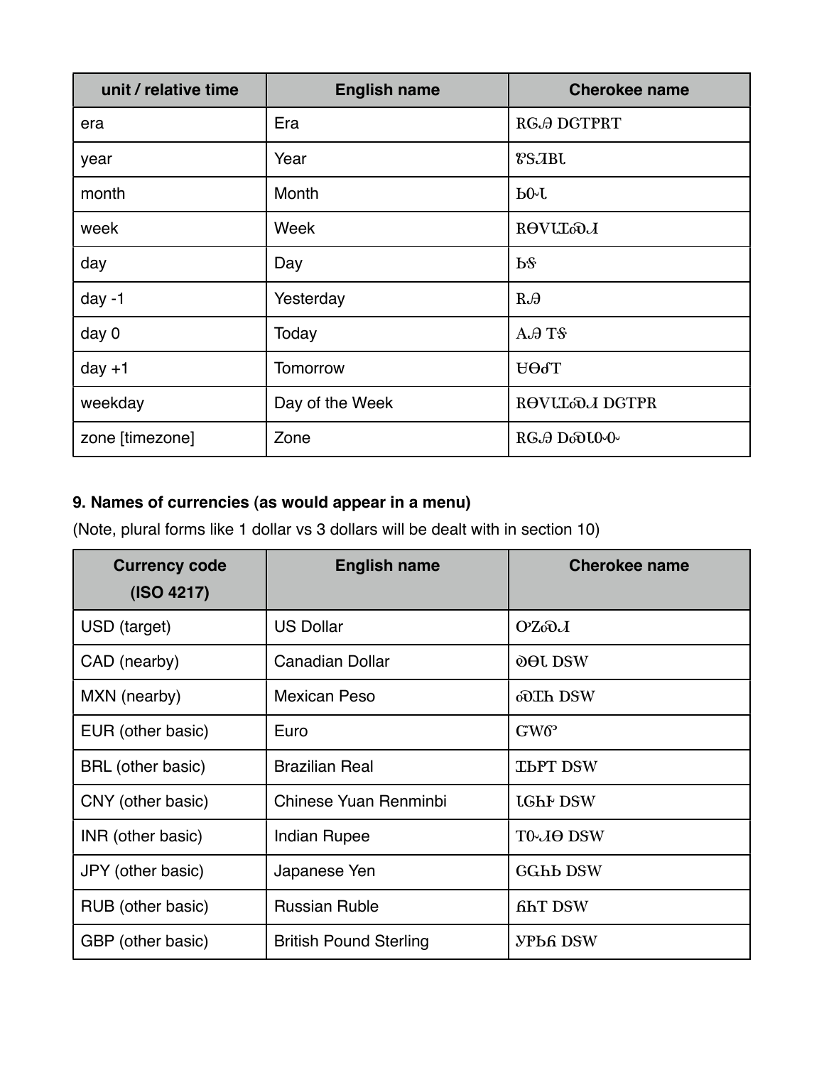| unit / relative time | English name | Cherokee name |
|---|---|---|
| era | Era | ᏒᏀᎯ ᎠᏅᏢᏒᎢ |
| year | Year | ᏑᏕᏘᏴᏓ |
| month | Month | ᏏᏅᏓ |
| week | Week | ᏒᎾᏙᏓᏆᏍᏗ |
| day | Day | ᏏᎦ |
| day -1 | Yesterday | ᏒᎯ |
| day 0 | Today | ᎪᎯ ᎢᎦ |
| day +1 | Tomorrow | ᏌᎾᎴᎢ |
| weekday | Day of the Week | ᏒᎾᏙᏓᏆᏍᏗ ᎠᏅᏢᏒ |
| zone [timezone] | Zone | ᏒᏀᎯ ᎠᏍᏆᏝᏅ |

**9. Names of currencies (as would appear in a menu)**

(Note, plural forms like 1 dollar vs 3 dollars will be dealt with in section 10)

| Currency code (ISO 4217) | English name | Cherokee name |
|---|---|---|
| USD (target) | US Dollar | ᏅᏃᏍᏗ |
| CAD (nearby) | Canadian Dollar | ᏫᎾᏓ ᎠᏕᎳ |
| MXN (nearby) | Mexican Peso | ᏍᏆᏂ ᎠᏕᎳ |
| EUR (other basic) | Euro | ᏩᎳᏅ |
| BRL (other basic) | Brazilian Real | ᏆᏏᏢᎢ ᎠᏕᎳ |
| CNY (other basic) | Chinese Yuan Renminbi | ᏓᏩᏂᎨ ᎠᏕᎳ |
| INR (other basic) | Indian Rupee | ᎢᏅᏗᎾ ᎠᏕᎳ |
| JPY (other basic) | Japanese Yen | ᏣᏩᏂᏏ ᎠᏕᎳ |
| RUB (other basic) | Russian Ruble | ᏲᏂᎢ ᎠᏕᎳ |
| GBP (other basic) | British Pound Sterling | ᎩᏢᏏᏲ ᎠᏕᎳ |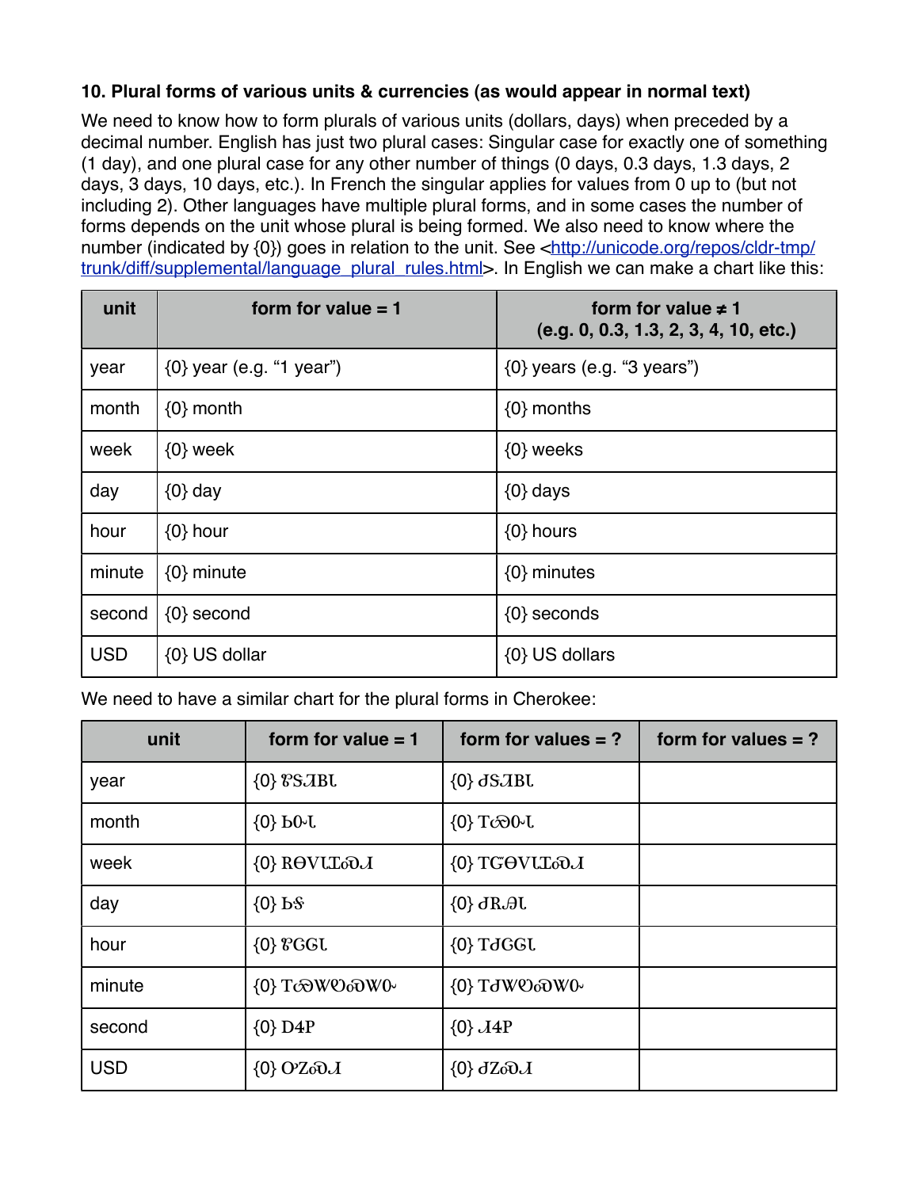**10. Plural forms of various units & currencies (as would appear in normal text)**

We need to know how to form plurals of various units (dollars, days) when preceded by a decimal number. English has just two plural cases: Singular case for exactly one of something (1 day), and one plural case for any other number of things (0 days, 0.3 days, 1.3 days, 2 days, 3 days, 10 days, etc.). In French the singular applies for values from 0 up to (but not including 2). Other languages have multiple plural forms, and in some cases the number of forms depends on the unit whose plural is being formed. We also need to know where the number (indicated by {0}) goes in relation to the unit. See <http://unicode.org/repos/cldr-tmp/trunk/diff/supplemental/language_plural_rules.html>. In English we can make a chart like this:

| unit | form for value = 1 | form for value ≠ 1 (e.g. 0, 0.3, 1.3, 2, 3, 4, 10, etc.) |
|---|---|---|
| year | {0} year (e.g. "1 year") | {0} years (e.g. "3 years") |
| month | {0} month | {0} months |
| week | {0} week | {0} weeks |
| day | {0} day | {0} days |
| hour | {0} hour | {0} hours |
| minute | {0} minute | {0} minutes |
| second | {0} second | {0} seconds |
| USD | {0} US dollar | {0} US dollars |

We need to have a similar chart for the plural forms in Cherokee:

| unit | form for value = 1 | form for values = ? | form for values = ? |
|---|---|---|---|
| year | {0} ᏑᏕᏘᏴᏓ | {0} ᏧᏕᏘᏴᏓ | |
| month | {0} ᏏᏅᏓ | {0} ᎢᏯᏅᏓ | |
| week | {0} ᏒᎾᏙᏓᏆᏍᏗ | {0} ᎢᏳᎾᏙᏓᏆᏍᏗ | |
| day | {0} ᏏᎦ | {0} ᏧᏒᎯᏓ | |
| hour | {0} ᏑᏟᎶᏓ | {0} ᎢᏧᏟᎶᏓ | |
| minute | {0} ᎢᏯᏔᏬᏍᏔᏅ | {0} ᎢᏧᏔᏬᏍᏔᏅ | |
| second | {0} ᎠᏎᏢ | {0} ᏗᏎᏢ | |
| USD | {0} ᎤᏃᏍᏗ | {0} ᏧᏃᏍᏗ | |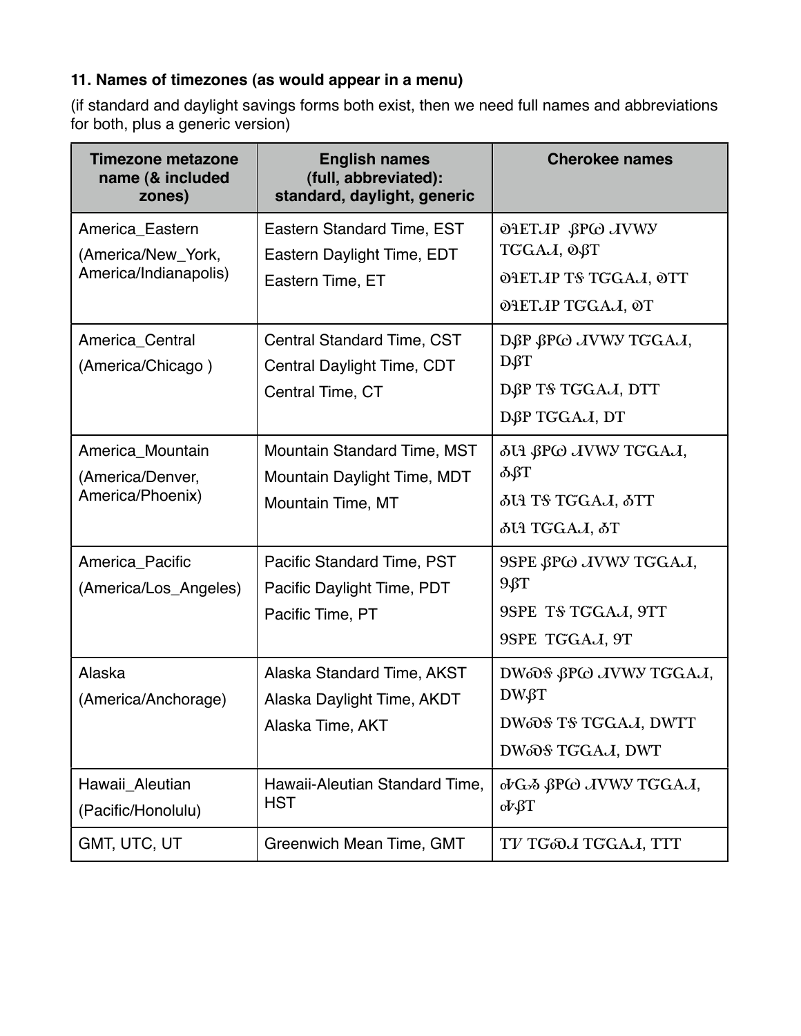**11. Names of timezones (as would appear in a menu)**

(if standard and daylight savings forms both exist, then we need full names and abbreviations for both, plus a generic version)

| Timezone metazone name (& included zones) | English names (full, abbreviated): standard, daylight, generic | Cherokee names |
|---|---|---|
| America_Eastern (America/New_York, America/Indianapolis) | Eastern Standard Time, EST<br>Eastern Daylight Time, EDT<br>Eastern Time, ET | ᎧᎸᎬᎢᏗᏢ ᏰᏢᏇ ᏗᏙᎳᎩ ᎢᏳᏩᎪᏗ, ᎧᏰᎢ<br>ᎧᎸᎬᎢᏗᏢ ᎢᎦ ᎢᏳᏩᎪᏗ, ᎧᎢᎢ<br>ᎧᎸᎬᎢᏗᏢ ᎢᏳᏩᎪᏗ, ᎧᎢ |
| America_Central (America/Chicago ) | Central Standard Time, CST<br>Central Daylight Time, CDT<br>Central Time, CT | ᎠᏰᏢ ᏰᏢᏇ ᏗᏙᎳᎩ ᎢᏳᏩᎪᏗ, ᎠᏰᎢ<br>ᎠᏰᏢ ᎢᎦ ᎢᏳᏩᎪᏗ, ᎠᎢᎢ<br>ᎠᏰᏢ ᎢᏳᏩᎪᏗ, ᎠᎢ |
| America_Mountain (America/Denver, America/Phoenix) | Mountain Standard Time, MST<br>Mountain Daylight Time, MDT<br>Mountain Time, MT | ᎣᏓᎸ ᏰᏢᏇ ᏗᏙᎳᎩ ᎢᏳᏩᎪᏗ, ᎣᏰᎢ<br>ᎣᏓᎸ ᎢᎦ ᎢᏳᏩᎪᏗ, ᎣᎢᎢ<br>ᎣᏓᎸ ᎢᏳᏩᎪᏗ, ᎣᎢ |
| America_Pacific (America/Los_Angeles) | Pacific Standard Time, PST<br>Pacific Daylight Time, PDT<br>Pacific Time, PT | ᏭᏕᎵᎬ ᏰᏢᏇ ᏗᏙᎳᎩ ᎢᏳᏩᎪᏗ, ᏭᏰᎢ<br>ᏭᏕᎵᎬ ᎢᎦ ᎢᏳᏩᎪᏗ, ᏭᎢᎢ<br>ᏭᏕᎵᎬ ᎢᏳᏩᎪᏗ, ᏭᎢ |
| Alaska (America/Anchorage) | Alaska Standard Time, AKST<br>Alaska Daylight Time, AKDT<br>Alaska Time, AKT | ᎠᎳᏍᎦ ᏰᏢᏇ ᏗᏙᎳᎩ ᎢᏳᏩᎪᏗ, ᎠᎳᏰᎢ<br>ᎠᎳᏍᎦ ᎢᎦ ᎢᏳᏩᎪᏗ, ᎠᎳᎢᎢ<br>ᎠᎳᏍᎦ ᎢᏳᏩᎪᏗ, ᎠᎳᎢ |
| Hawaii_Aleutian (Pacific/Honolulu) | Hawaii-Aleutian Standard Time, HST | ᎭᏩᏯ ᏰᏢᏇ ᏗᏙᎳᎩ ᎢᏳᏩᎪᏗ, ᎭᏰᎢ |
| GMT, UTC, UT | Greenwich Mean Time, GMT | ᎢᏤ ᎢᏳᏍᏗ ᎢᏳᏩᎪᏗ, ᎢᎢᎢ |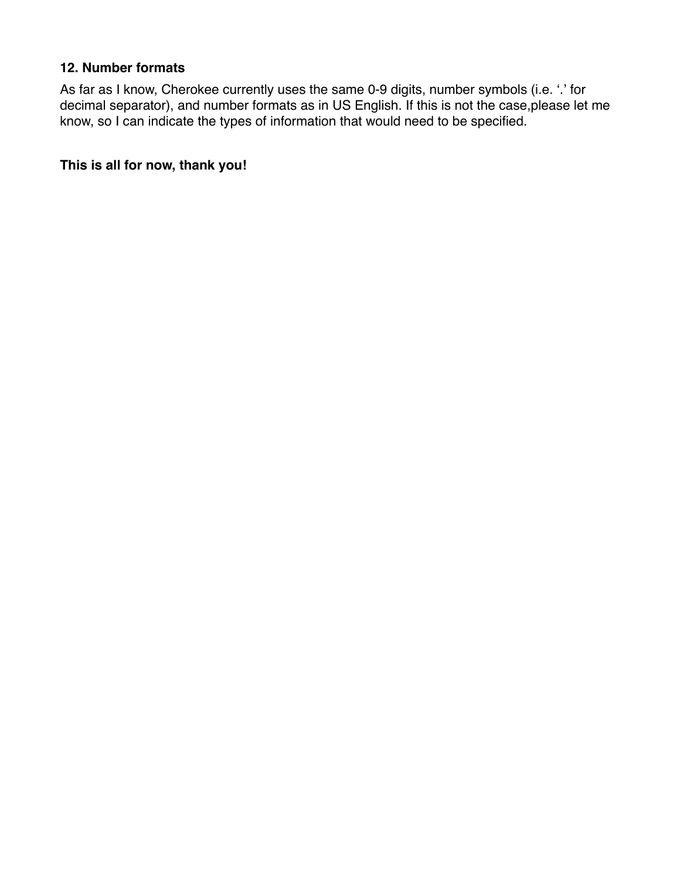## 12. Number formats

As far as I know, Cherokee currently uses the same 0-9 digits, number symbols (i.e. '.' for decimal separator), and number formats as in US English. If this is not the case,please let me know, so I can indicate the types of information that would need to be specified.

**This is all for now, thank you!**